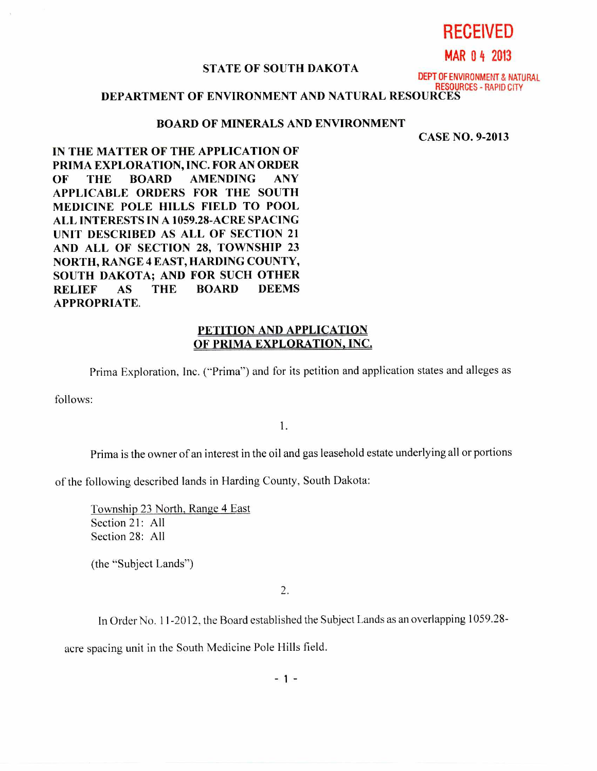**RECEIVED**

**MAR 04 2013**

**DEPT OF ENVIRONMENT & NATURAL RESOURCES - RAPID CITY**

**STATE OF SOUTH DAKOTA**

**DEPARTMENT OF ENVIRONMENT AND NATURAL RESOURCES**

**BOARD OF MINERALS AND ENVIRONMENT**

**CASE NO. 9-2013**

**IN THE MATTER OF THE APPLICATION OF PRIMA EXPLORATION, INC. FOR AN ORDER OF THE BOARD AMENDING ANY APPLICABLE ORDERS FOR THE SOUTH MEDICINE POLE HILLS FIELD TO POOL ALL INTERESTS IN A 1059.28-ACRE SPACING UNIT DESCRIBED AS ALL OF SECTION 21 AND ALL OF SECTION 28, TOWNSHIP 23 NORTH, RANGE 4 EAST, HARDING COUNTY, SOUTH DAKOTA; AND FOR SUCH OTHER RELIEF AS THE BOARD DEEMS APPROPRIATE.**

**PETITION AND APPLICATION OF PRIMA EXPLORATION, INC.**

Prima Exploration, Inc. ("Prima") and for its petition and application states and alleges as follows:

1.

Prima is the owner of an interest in the oil and gas leasehold estate underlying all or portions of the following described lands in Harding County, South Dakota:

Township 23 North, Range 4 East
Section 21: All
Section 28: All

(the "Subject Lands")

2.

In Order No. 11-2012, the Board established the Subject Lands as an overlapping 1059.28-acre spacing unit in the South Medicine Pole Hills field.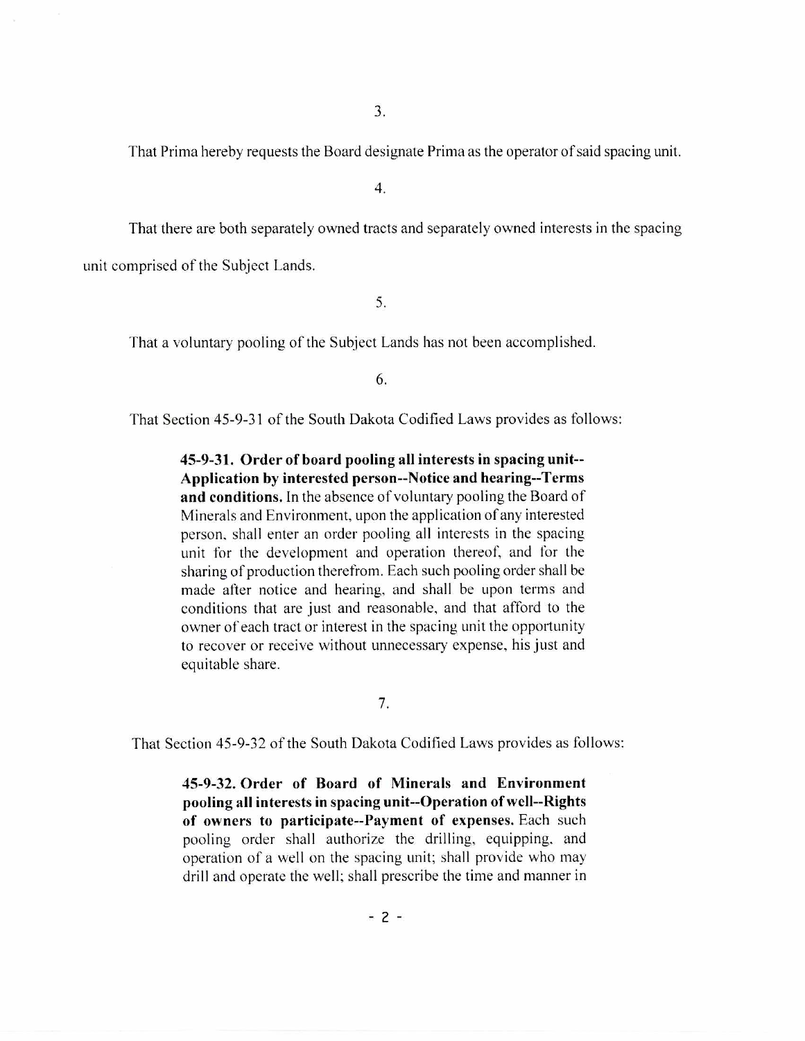3.

That Prima hereby requests the Board designate Prima as the operator of said spacing unit.

4.

That there are both separately owned tracts and separately owned interests in the spacing unit comprised of the Subject Lands.

5.

That a voluntary pooling of the Subject Lands has not been accomplished.

6.

That Section 45-9-31 of the South Dakota Codified Laws provides as follows:

> **45-9-31. Order of board pooling all interests in spacing unit--Application by interested person--Notice and hearing--Terms and conditions.** In the absence of voluntary pooling the Board of Minerals and Environment, upon the application of any interested person, shall enter an order pooling all interests in the spacing unit for the development and operation thereof, and for the sharing of production therefrom. Each such pooling order shall be made after notice and hearing, and shall be upon terms and conditions that are just and reasonable, and that afford to the owner of each tract or interest in the spacing unit the opportunity to recover or receive without unnecessary expense, his just and equitable share.

7.

That Section 45-9-32 of the South Dakota Codified Laws provides as follows:

> **45-9-32. Order of Board of Minerals and Environment pooling all interests in spacing unit--Operation of well--Rights of owners to participate--Payment of expenses.** Each such pooling order shall authorize the drilling, equipping, and operation of a well on the spacing unit; shall provide who may drill and operate the well; shall prescribe the time and manner in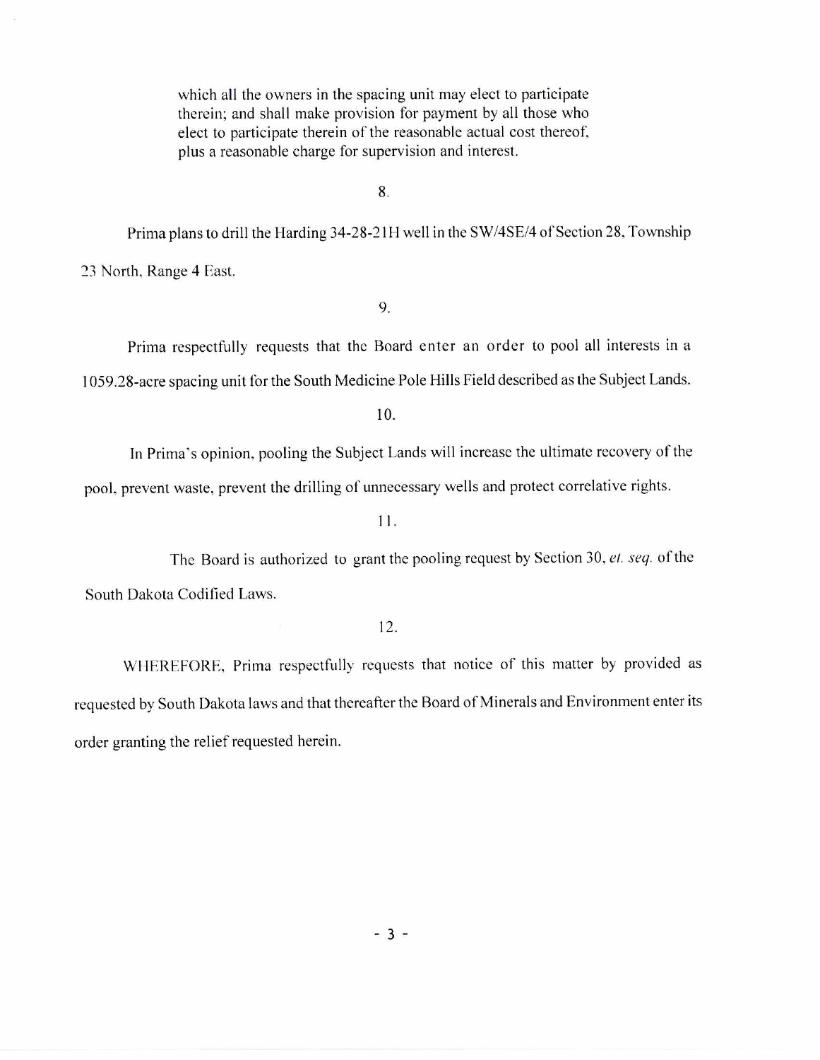> which all the owners in the spacing unit may elect to participate therein; and shall make provision for payment by all those who elect to participate therein of the reasonable actual cost thereof, plus a reasonable charge for supervision and interest.

8.

Prima plans to drill the Harding 34-28-21H well in the SW/4SE/4 of Section 28, Township 23 North, Range 4 East.

9.

Prima respectfully requests that the Board enter an order to pool all interests in a 1059.28-acre spacing unit for the South Medicine Pole Hills Field described as the Subject Lands.

10.

In Prima's opinion, pooling the Subject Lands will increase the ultimate recovery of the pool, prevent waste, prevent the drilling of unnecessary wells and protect correlative rights.

11.

The Board is authorized to grant the pooling request by Section 30, *et. seq.* of the South Dakota Codified Laws.

12.

WHEREFORE, Prima respectfully requests that notice of this matter by provided as requested by South Dakota laws and that thereafter the Board of Minerals and Environment enter its order granting the relief requested herein.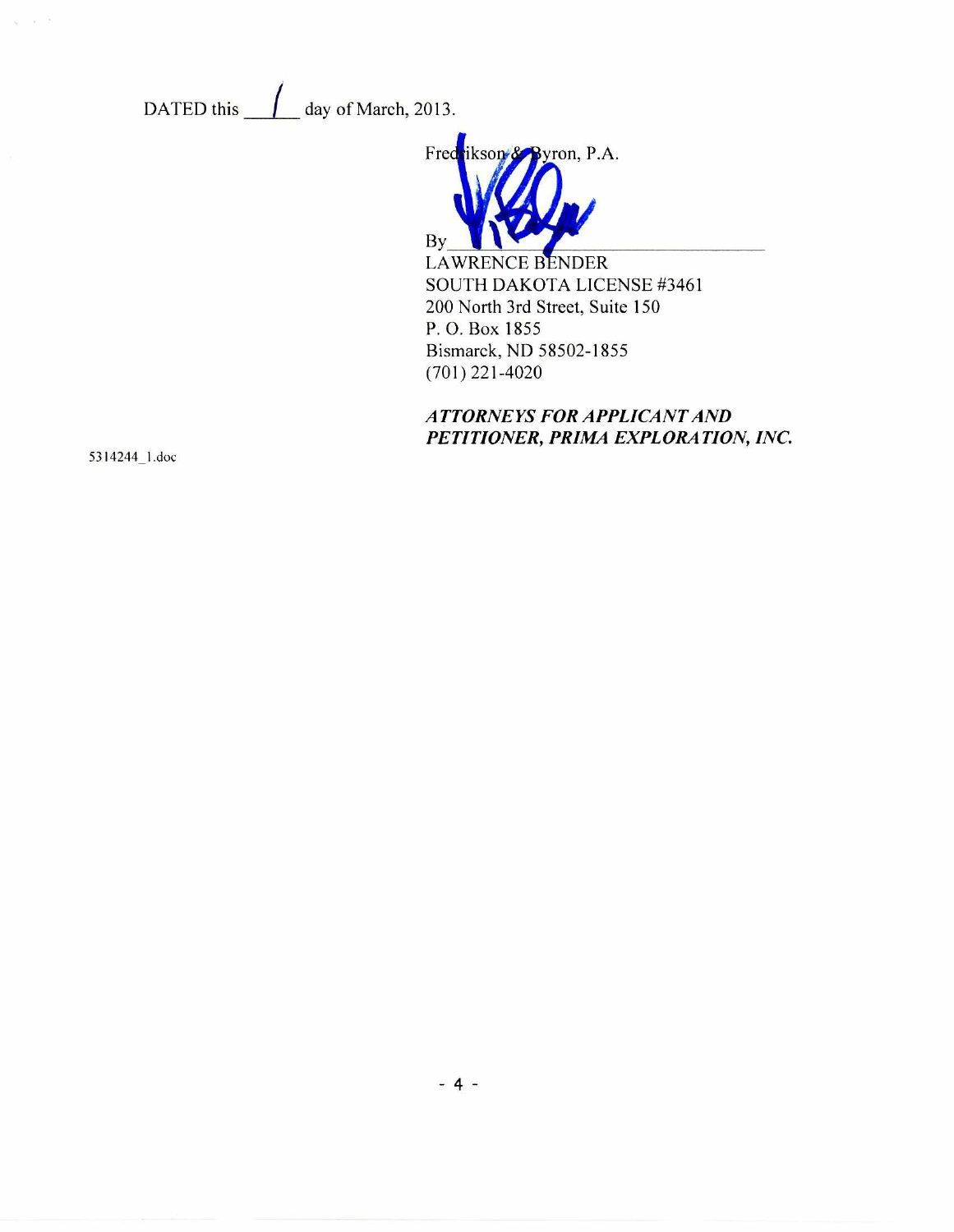DATED this 1 day of March, 2013.

Fredrikson & Byron, P.A.

By ______________________________
LAWRENCE BENDER
SOUTH DAKOTA LICENSE #3461
200 North 3rd Street, Suite 150
P. O. Box 1855
Bismarck, ND 58502-1855
(701) 221-4020

***ATTORNEYS FOR APPLICANT AND PETITIONER, PRIMA EXPLORATION, INC.***

5314244_1.doc